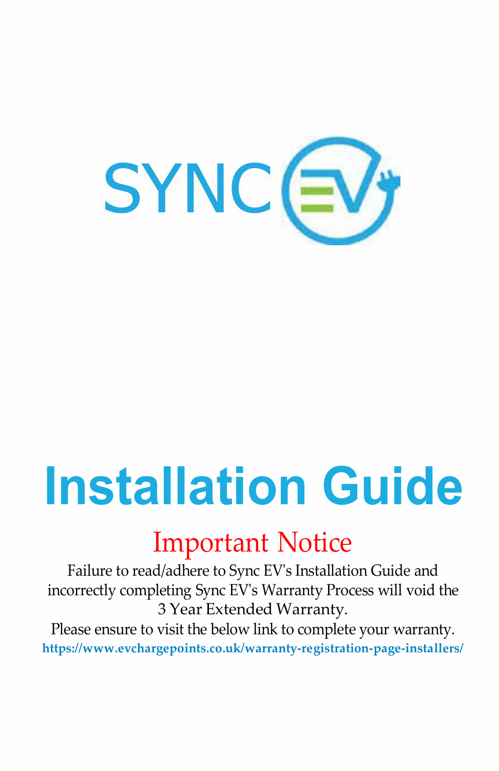SYNC EV

# Installation Guide

## Important Notice

Failure to read/adhere to Sync EV's Installation Guide and incorrectly completing Sync EV's Warranty Process will void the 3 Year Extended Warranty.

Please ensure to visit the below link to complete your warranty.

**https://www.evchargepoints.co.uk/warranty-registration-page-installers/**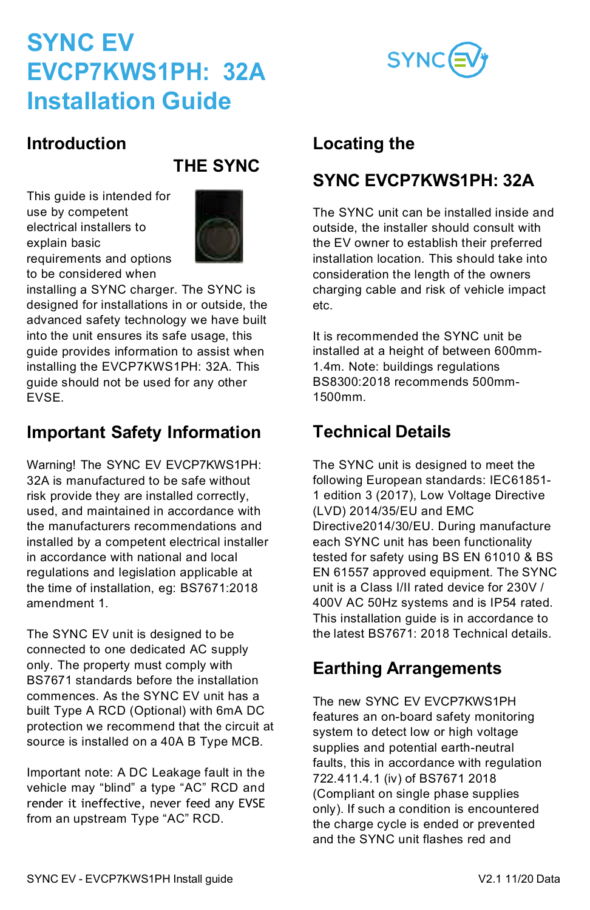# SYNC EV EVCP7KWS1PH: 32A Installation Guide

## Introduction

### THE SYNC

This guide is intended for use by competent electrical installers to explain basic requirements and options to be considered when installing a SYNC charger. The SYNC is designed for installations in or outside, the advanced safety technology we have built into the unit ensures its safe usage, this guide provides information to assist when installing the EVCP7KWS1PH: 32A. This guide should not be used for any other EVSE.

## Important Safety Information

Warning! The SYNC EV EVCP7KWS1PH: 32A is manufactured to be safe without risk provide they are installed correctly, used, and maintained in accordance with the manufacturers recommendations and installed by a competent electrical installer in accordance with national and local regulations and legislation applicable at the time of installation, eg: BS7671:2018 amendment 1.

The SYNC EV unit is designed to be connected to one dedicated AC supply only. The property must comply with BS7671 standards before the installation commences. As the SYNC EV unit has a built Type A RCD (Optional) with 6mA DC protection we recommend that the circuit at source is installed on a 40A B Type MCB.

Important note: A DC Leakage fault in the vehicle may "blind" a type "AC" RCD and render it ineffective, never feed any EVSE from an upstream Type "AC" RCD.

## Locating the

## SYNC EVCP7KWS1PH: 32A

The SYNC unit can be installed inside and outside, the installer should consult with the EV owner to establish their preferred installation location. This should take into consideration the length of the owners charging cable and risk of vehicle impact etc.

It is recommended the SYNC unit be installed at a height of between 600mm-1.4m. Note: buildings regulations BS8300:2018 recommends 500mm-1500mm.

## Technical Details

The SYNC unit is designed to meet the following European standards: IEC61851-1 edition 3 (2017), Low Voltage Directive (LVD) 2014/35/EU and EMC Directive2014/30/EU. During manufacture each SYNC unit has been functionality tested for safety using BS EN 61010 & BS EN 61557 approved equipment. The SYNC unit is a Class I/II rated device for 230V / 400V AC 50Hz systems and is IP54 rated. This installation guide is in accordance to the latest BS7671: 2018 Technical details.

## Earthing Arrangements

The new SYNC EV EVCP7KWS1PH features an on-board safety monitoring system to detect low or high voltage supplies and potential earth-neutral faults, this in accordance with regulation 722.411.4.1 (iv) of BS7671 2018 (Compliant on single phase supplies only). If such a condition is encountered the charge cycle is ended or prevented and the SYNC unit flashes red and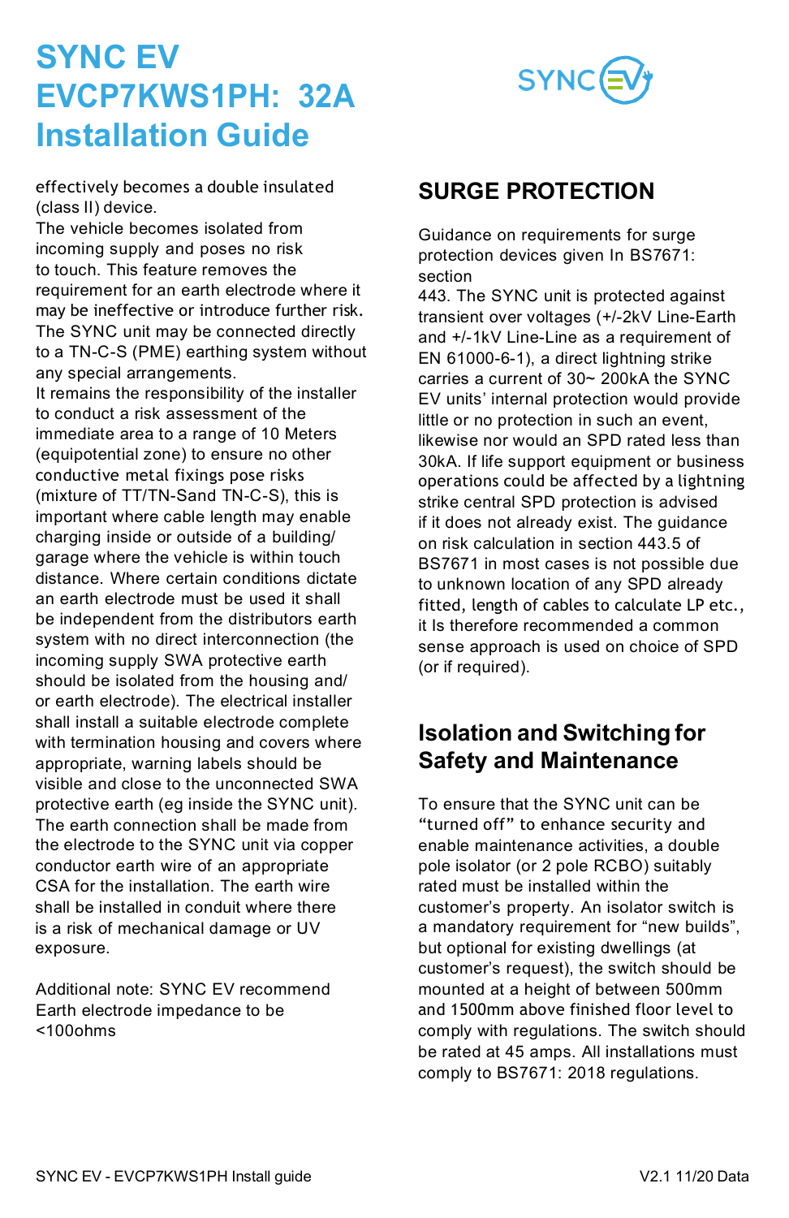# SYNC EV EVCP7KWS1PH: 32A Installation Guide

effectively becomes a double insulated (class II) device.
The vehicle becomes isolated from incoming supply and poses no risk to touch. This feature removes the requirement for an earth electrode where it may be ineffective or introduce further risk. The SYNC unit may be connected directly to a TN-C-S (PME) earthing system without any special arrangements.
It remains the responsibility of the installer to conduct a risk assessment of the immediate area to a range of 10 Meters (equipotential zone) to ensure no other conductive metal fixings pose risks (mixture of TT/TN-Sand TN-C-S), this is important where cable length may enable charging inside or outside of a building/ garage where the vehicle is within touch distance. Where certain conditions dictate an earth electrode must be used it shall be independent from the distributors earth system with no direct interconnection (the incoming supply SWA protective earth should be isolated from the housing and/ or earth electrode). The electrical installer shall install a suitable electrode complete with termination housing and covers where appropriate, warning labels should be visible and close to the unconnected SWA protective earth (eg inside the SYNC unit). The earth connection shall be made from the electrode to the SYNC unit via copper conductor earth wire of an appropriate CSA for the installation. The earth wire shall be installed in conduit where there is a risk of mechanical damage or UV exposure.

Additional note: SYNC EV recommend Earth electrode impedance to be <100ohms

## SURGE PROTECTION

Guidance on requirements for surge protection devices given In BS7671: section
443. The SYNC unit is protected against transient over voltages (+/-2kV Line-Earth and +/-1kV Line-Line as a requirement of EN 61000-6-1), a direct lightning strike carries a current of 30~ 200kA the SYNC EV units' internal protection would provide little or no protection in such an event, likewise nor would an SPD rated less than 30kA. If life support equipment or business operations could be affected by a lightning strike central SPD protection is advised if it does not already exist. The guidance on risk calculation in section 443.5 of BS7671 in most cases is not possible due to unknown location of any SPD already fitted, length of cables to calculate LP etc., it Is therefore recommended a common sense approach is used on choice of SPD (or if required).

## Isolation and Switching for Safety and Maintenance

To ensure that the SYNC unit can be "turned off" to enhance security and enable maintenance activities, a double pole isolator (or 2 pole RCBO) suitably rated must be installed within the customer's property. An isolator switch is a mandatory requirement for "new builds", but optional for existing dwellings (at customer's request), the switch should be mounted at a height of between 500mm and 1500mm above finished floor level to comply with regulations. The switch should be rated at 45 amps. All installations must comply to BS7671: 2018 regulations.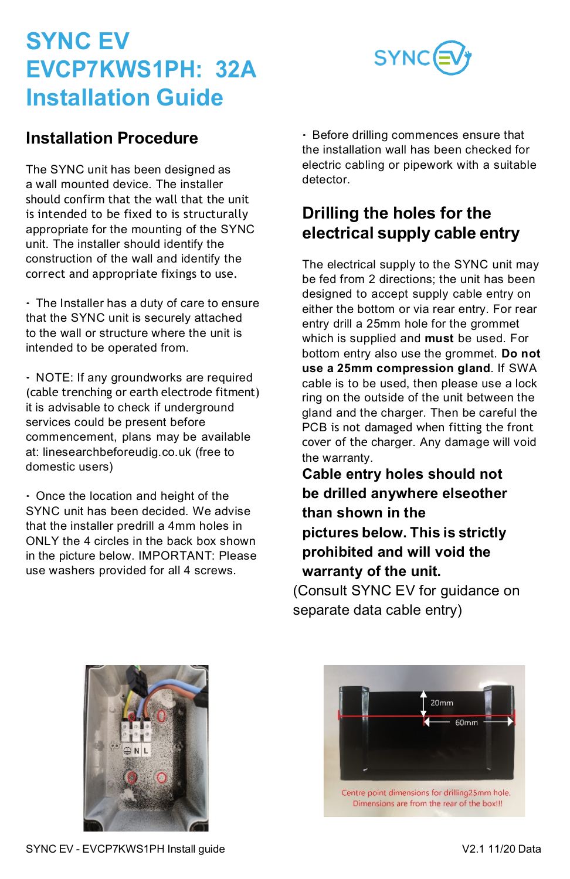# SYNC EV EVCP7KWS1PH: 32A Installation Guide

## Installation Procedure

The SYNC unit has been designed as a wall mounted device. The installer should confirm that the wall that the unit is intended to be fixed to is structurally appropriate for the mounting of the SYNC unit. The installer should identify the construction of the wall and identify the correct and appropriate fixings to use.

- The Installer has a duty of care to ensure that the SYNC unit is securely attached to the wall or structure where the unit is intended to be operated from.

- NOTE: If any groundworks are required (cable trenching or earth electrode fitment) it is advisable to check if underground services could be present before commencement, plans may be available at: linesearchbeforeudig.co.uk (free to domestic users)

- Once the location and height of the SYNC unit has been decided. We advise that the installer predrill a 4mm holes in ONLY the 4 circles in the back box shown in the picture below. IMPORTANT: Please use washers provided for all 4 screws.

- Before drilling commences ensure that the installation wall has been checked for electric cabling or pipework with a suitable detector.

## Drilling the holes for the electrical supply cable entry

The electrical supply to the SYNC unit may be fed from 2 directions; the unit has been designed to accept supply cable entry on either the bottom or via rear entry. For rear entry drill a 25mm hole for the grommet which is supplied and **must** be used. For bottom entry also use the grommet. **Do not use a 25mm compression gland**. If SWA cable is to be used, then please use a lock ring on the outside of the unit between the gland and the charger. Then be careful the PCB is not damaged when fitting the front cover of the charger. Any damage will void the warranty.

**Cable entry holes should not be drilled anywhere elseother than shown in the pictures below. This is strictly prohibited and will void the warranty of the unit.**

(Consult SYNC EV for guidance on separate data cable entry)

20mm

60mm

Centre point dimensions for drilling25mm hole.
Dimensions are from the rear of the box!!!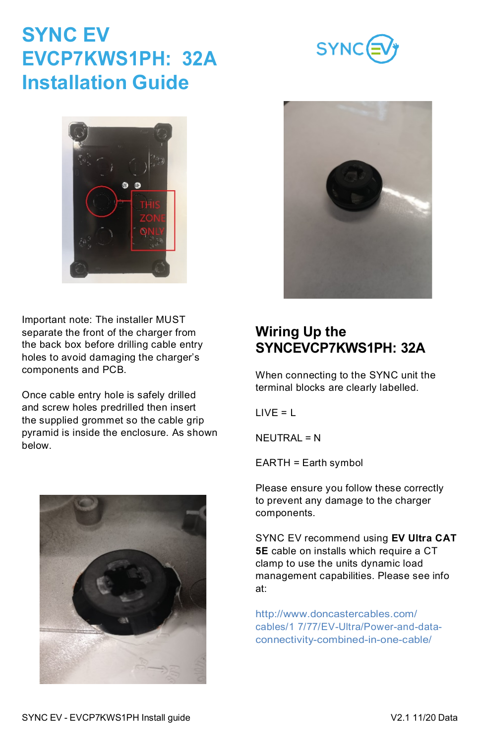# SYNC EV EVCP7KWS1PH: 32A Installation Guide

Important note: The installer MUST separate the front of the charger from the back box before drilling cable entry holes to avoid damaging the charger's components and PCB.

Once cable entry hole is safely drilled and screw holes predrilled then insert the supplied grommet so the cable grip pyramid is inside the enclosure. As shown below.

## Wiring Up the SYNCEVCP7KWS1PH: 32A

When connecting to the SYNC unit the terminal blocks are clearly labelled.

LIVE = L

NEUTRAL = N

EARTH = Earth symbol

Please ensure you follow these correctly to prevent any damage to the charger components.

SYNC EV recommend using **EV Ultra CAT 5E** cable on installs which require a CT clamp to use the units dynamic load management capabilities. Please see info at:

http://www.doncastercables.com/cables/1 7/77/EV-Ultra/Power-and-data-connectivity-combined-in-one-cable/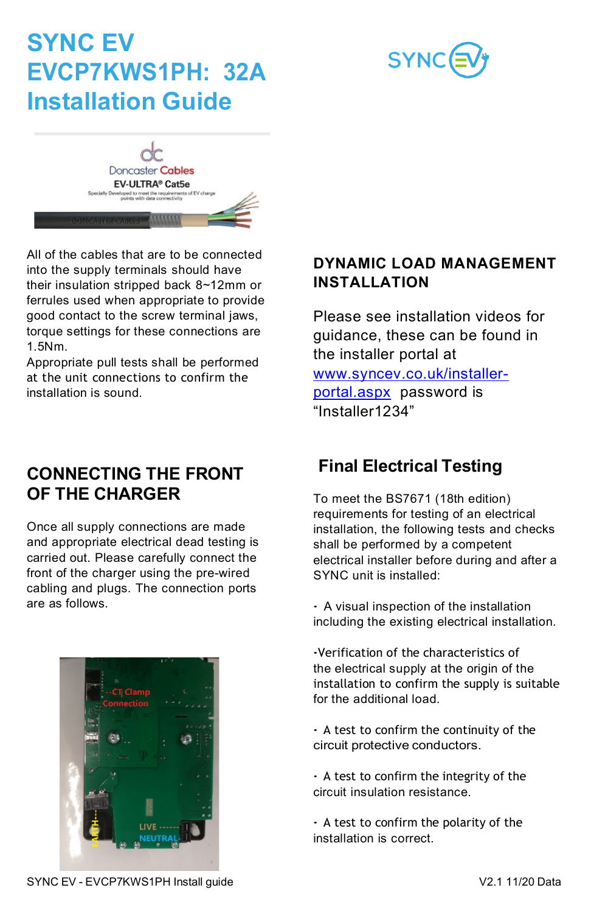# SYNC EV EVCP7KWS1PH: 32A Installation Guide

All of the cables that are to be connected into the supply terminals should have their insulation stripped back 8~12mm or ferrules used when appropriate to provide good contact to the screw terminal jaws, torque settings for these connections are 1.5Nm.

Appropriate pull tests shall be performed at the unit connections to confirm the installation is sound.

## CONNECTING THE FRONT OF THE CHARGER

Once all supply connections are made and appropriate electrical dead testing is carried out. Please carefully connect the front of the charger using the pre-wired cabling and plugs. The connection ports are as follows.

## DYNAMIC LOAD MANAGEMENT INSTALLATION

Please see installation videos for guidance, these can be found in the installer portal at [www.syncev.co.uk/installer-portal.aspx](www.syncev.co.uk/installer-portal.aspx) password is "Installer1234"

## Final Electrical Testing

To meet the BS7671 (18th edition) requirements for testing of an electrical installation, the following tests and checks shall be performed by a competent electrical installer before during and after a SYNC unit is installed:

- A visual inspection of the installation including the existing electrical installation.
- Verification of the characteristics of the electrical supply at the origin of the installation to confirm the supply is suitable for the additional load.
- A test to confirm the continuity of the circuit protective conductors.
- A test to confirm the integrity of the circuit insulation resistance.
- A test to confirm the polarity of the installation is correct.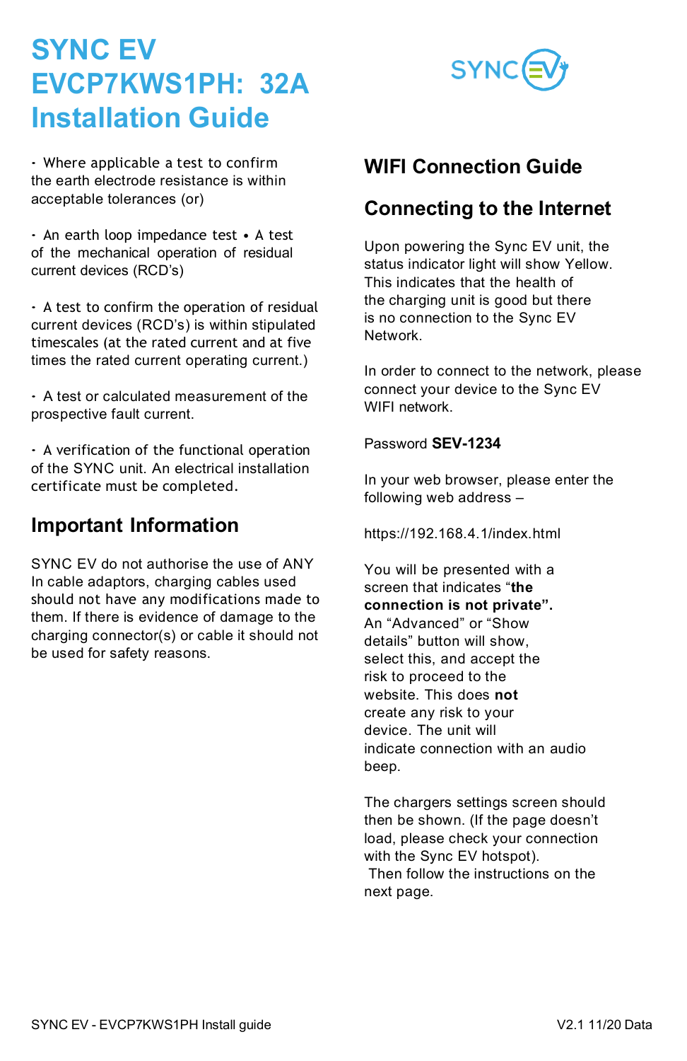# SYNC EV EVCP7KWS1PH: 32A Installation Guide

- Where applicable a test to confirm the earth electrode resistance is within acceptable tolerances (or)

- An earth loop impedance test • A test of the mechanical operation of residual current devices (RCD's)

- A test to confirm the operation of residual current devices (RCD's) is within stipulated timescales (at the rated current and at five times the rated current operating current.)

- A test or calculated measurement of the prospective fault current.

- A verification of the functional operation of the SYNC unit. An electrical installation certificate must be completed.

## Important Information

SYNC EV do not authorise the use of ANY In cable adaptors, charging cables used should not have any modifications made to them. If there is evidence of damage to the charging connector(s) or cable it should not be used for safety reasons.

## WIFI Connection Guide

## Connecting to the Internet

Upon powering the Sync EV unit, the status indicator light will show Yellow. This indicates that the health of the charging unit is good but there is no connection to the Sync EV Network.

In order to connect to the network, please connect your device to the Sync EV WIFI network.

Password **SEV-1234**

In your web browser, please enter the following web address –

https://192.168.4.1/index.html

You will be presented with a screen that indicates "**the connection is not private".** An "Advanced" or "Show details" button will show, select this, and accept the risk to proceed to the website. This does **not** create any risk to your device. The unit will indicate connection with an audio beep.

The chargers settings screen should then be shown. (If the page doesn't load, please check your connection with the Sync EV hotspot).
Then follow the instructions on the next page.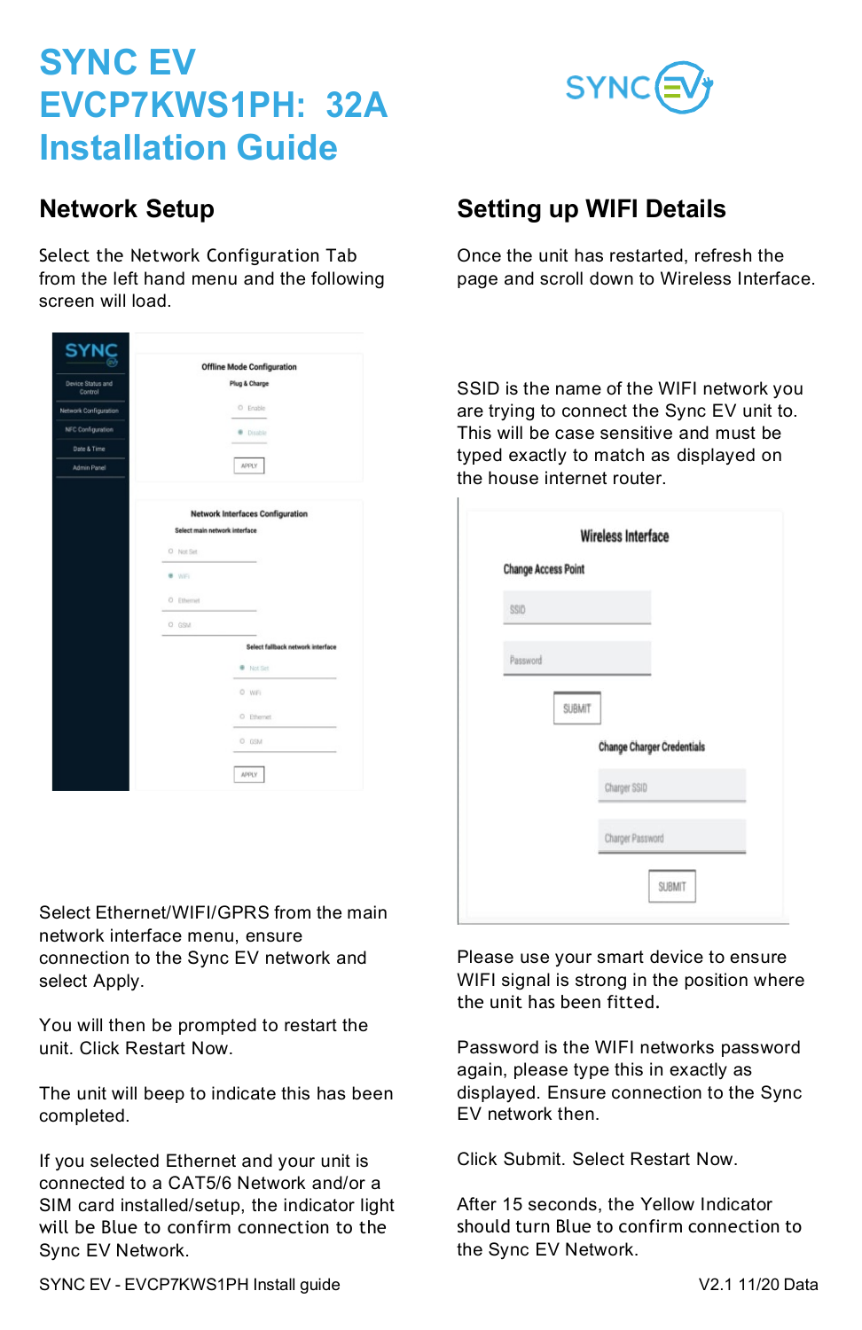# SYNC EV EVCP7KWS1PH: 32A Installation Guide

## Network Setup

Select the Network Configuration Tab from the left hand menu and the following screen will load.

Select Ethernet/WIFI/GPRS from the main network interface menu, ensure connection to the Sync EV network and select Apply.

You will then be prompted to restart the unit. Click Restart Now.

The unit will beep to indicate this has been completed.

If you selected Ethernet and your unit is connected to a CAT5/6 Network and/or a SIM card installed/setup, the indicator light will be Blue to confirm connection to the Sync EV Network.

## Setting up WIFI Details

Once the unit has restarted, refresh the page and scroll down to Wireless Interface.

SSID is the name of the WIFI network you are trying to connect the Sync EV unit to. This will be case sensitive and must be typed exactly to match as displayed on the house internet router.

Please use your smart device to ensure WIFI signal is strong in the position where the unit has been fitted.

Password is the WIFI networks password again, please type this in exactly as displayed. Ensure connection to the Sync EV network then.

Click Submit. Select Restart Now.

After 15 seconds, the Yellow Indicator should turn Blue to confirm connection to the Sync EV Network.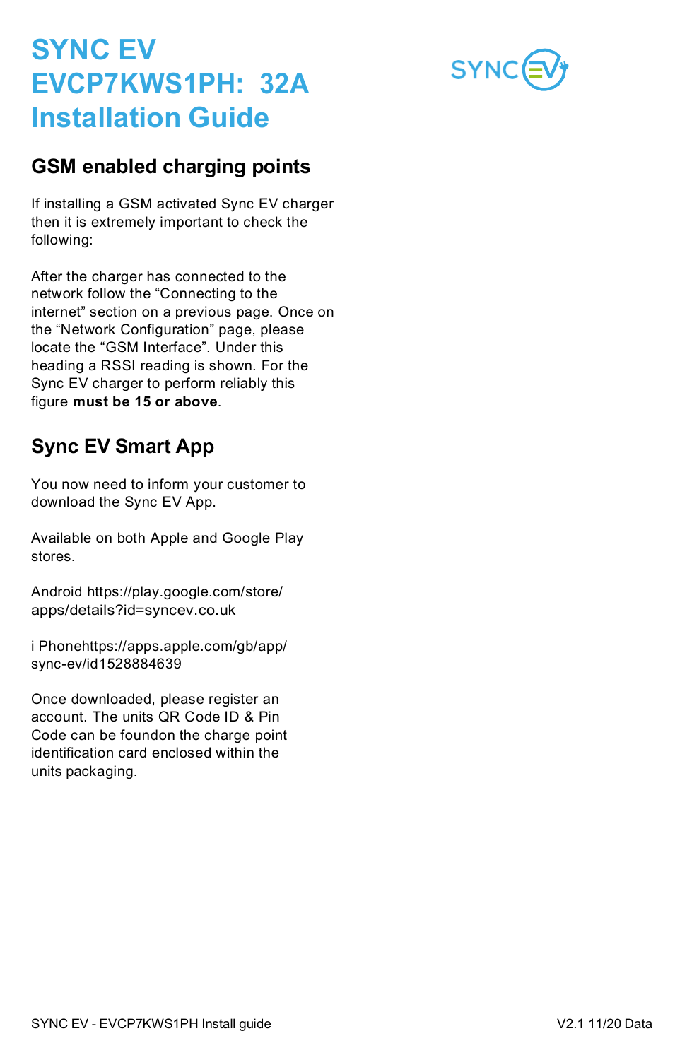# SYNC EV EVCP7KWS1PH: 32A Installation Guide

## GSM enabled charging points

If installing a GSM activated Sync EV charger then it is extremely important to check the following:

After the charger has connected to the network follow the “Connecting to the internet” section on a previous page. Once on the “Network Configuration” page, please locate the “GSM Interface”. Under this heading a RSSI reading is shown. For the Sync EV charger to perform reliably this figure **must be 15 or above**.

## Sync EV Smart App

You now need to inform your customer to download the Sync EV App.

Available on both Apple and Google Play stores.

Android https://play.google.com/store/apps/details?id=syncev.co.uk

i Phonehttps://apps.apple.com/gb/app/sync-ev/id1528884639

Once downloaded, please register an account. The units QR Code ID & Pin Code can be foundon the charge point identification card enclosed within the units packaging.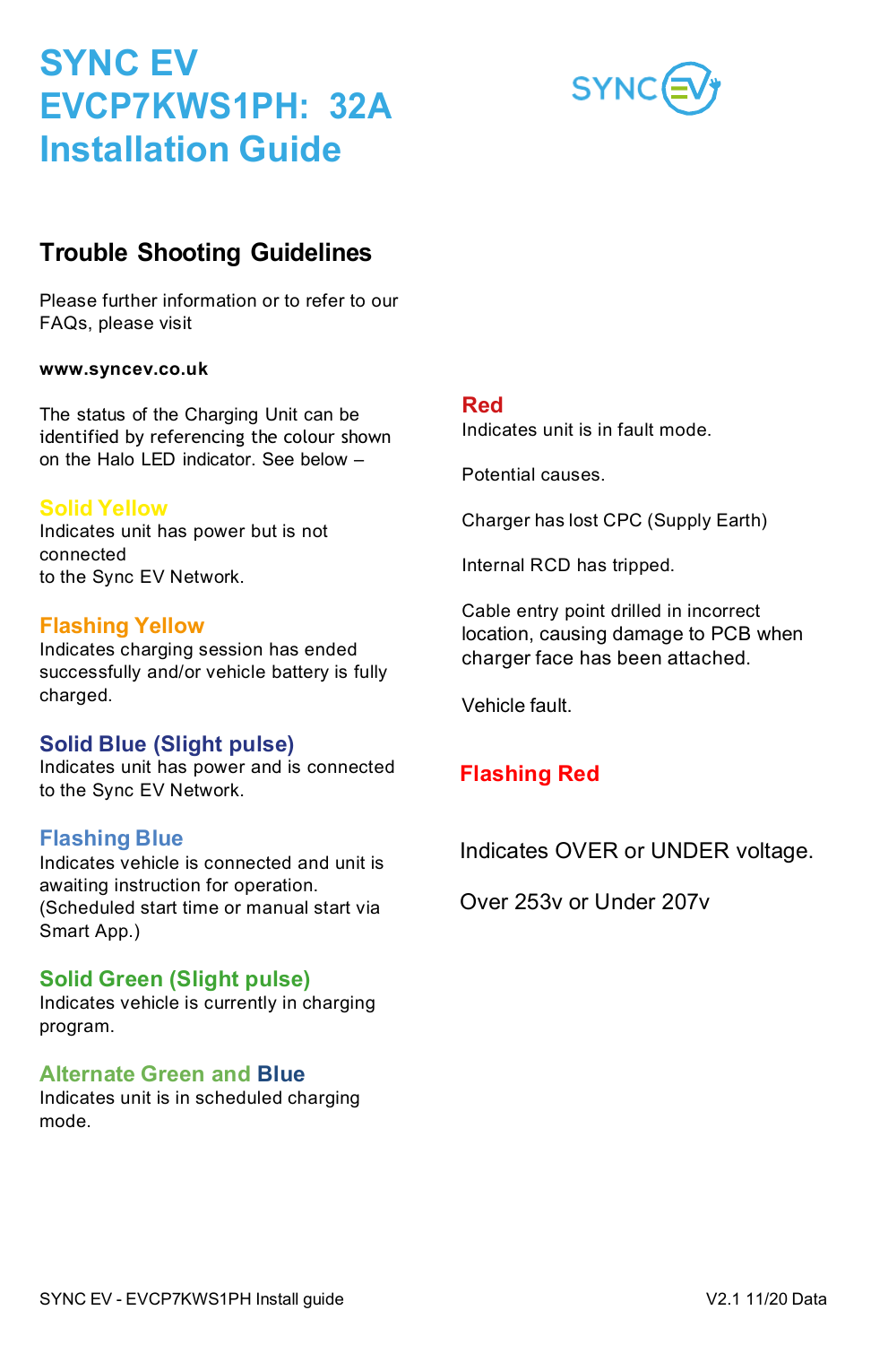# SYNC EV EVCP7KWS1PH: 32A Installation Guide

## Trouble Shooting Guidelines

Please further information or to refer to our FAQs, please visit

**www.syncev.co.uk**

The status of the Charging Unit can be identified by referencing the colour shown on the Halo LED indicator. See below –

### Solid Yellow

Indicates unit has power but is not connected
to the Sync EV Network.

### Flashing Yellow

Indicates charging session has ended successfully and/or vehicle battery is fully charged.

### Solid Blue (Slight pulse)

Indicates unit has power and is connected to the Sync EV Network.

### Flashing Blue

Indicates vehicle is connected and unit is awaiting instruction for operation. (Scheduled start time or manual start via Smart App.)

### Solid Green (Slight pulse)

Indicates vehicle is currently in charging program.

### Alternate Green and Blue

Indicates unit is in scheduled charging mode.

### Red

Indicates unit is in fault mode.

Potential causes.

Charger has lost CPC (Supply Earth)

Internal RCD has tripped.

Cable entry point drilled in incorrect location, causing damage to PCB when charger face has been attached.

Vehicle fault.

### Flashing Red

Indicates OVER or UNDER voltage.

Over 253v or Under 207v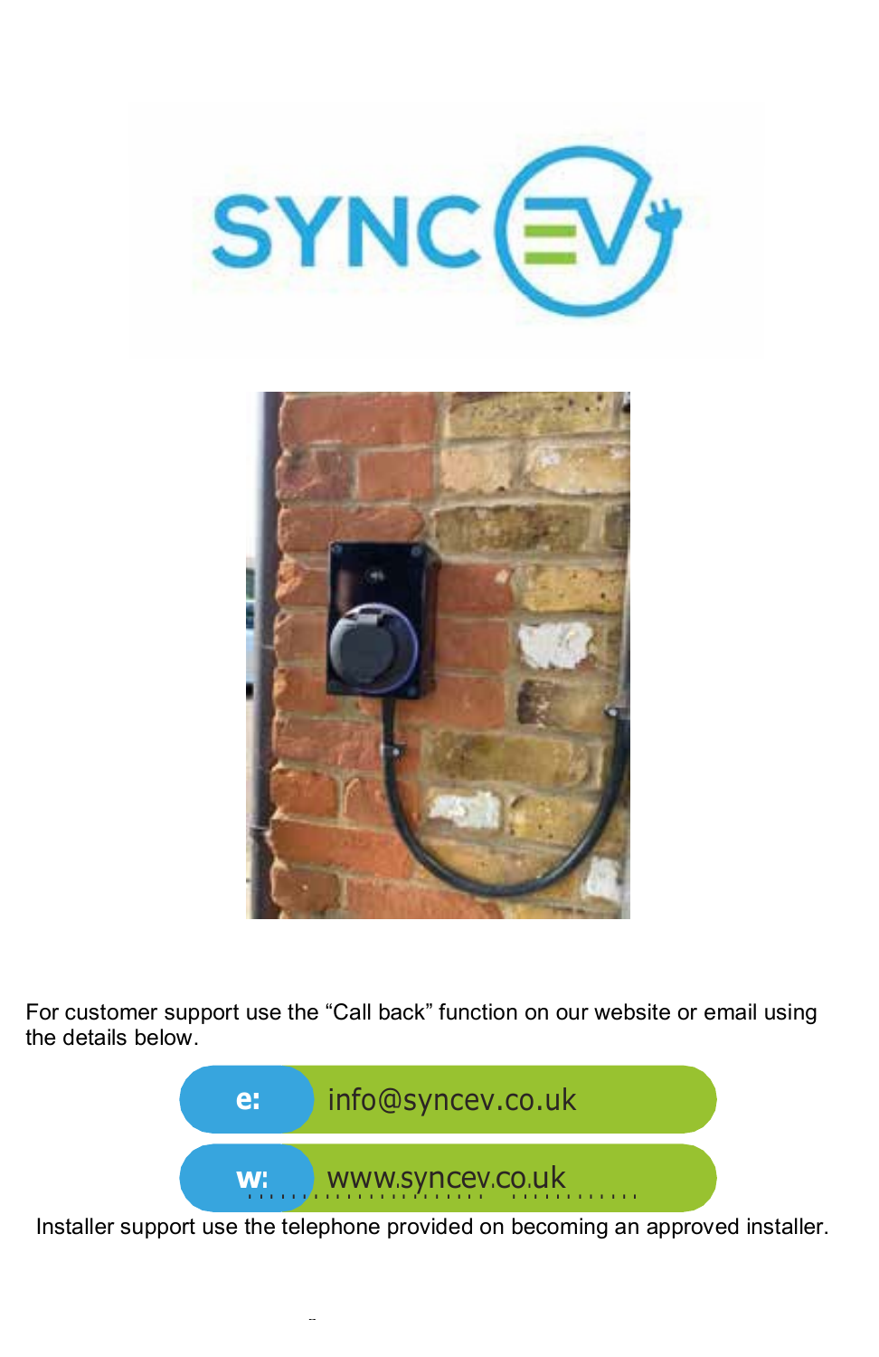For customer support use the “Call back” function on our website or email using the details below.

e: info@syncev.co.uk

w: www.syncev.co.uk

Installer support use the telephone provided on becoming an approved installer.